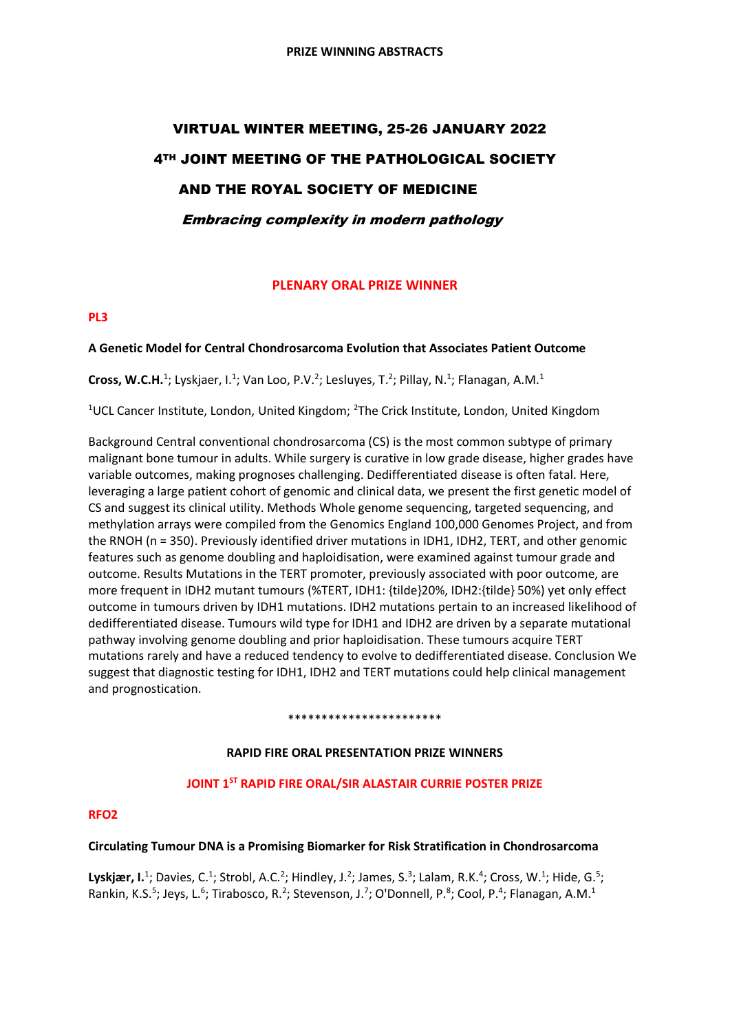**PRIZE WINNING ABSTRACTS**

# VIRTUAL WINTER MEETING, 25-26 JANUARY 2022

# 4TH JOINT MEETING OF THE PATHOLOGICAL SOCIETY AND THE ROYAL SOCIETY OF MEDICINE

***Embracing complexity in modern pathology***

## PLENARY ORAL PRIZE WINNER

### PL3

**A Genetic Model for Central Chondrosarcoma Evolution that Associates Patient Outcome**

**Cross, W.C.H.**[1]; Lyskjaer, I.[1]; Van Loo, P.V.[2]; Lesluyes, T.[2]; Pillay, N.[1]; Flanagan, A.M.[1]

[1]UCL Cancer Institute, London, United Kingdom; [2]The Crick Institute, London, United Kingdom

Background Central conventional chondrosarcoma (CS) is the most common subtype of primary malignant bone tumour in adults. While surgery is curative in low grade disease, higher grades have variable outcomes, making prognoses challenging. Dedifferentiated disease is often fatal. Here, leveraging a large patient cohort of genomic and clinical data, we present the first genetic model of CS and suggest its clinical utility. Methods Whole genome sequencing, targeted sequencing, and methylation arrays were compiled from the Genomics England 100,000 Genomes Project, and from the RNOH (n = 350). Previously identified driver mutations in IDH1, IDH2, TERT, and other genomic features such as genome doubling and haploidisation, were examined against tumour grade and outcome. Results Mutations in the TERT promoter, previously associated with poor outcome, are more frequent in IDH2 mutant tumours (%TERT, IDH1: {tilde}20%, IDH2:{tilde} 50%) yet only effect outcome in tumours driven by IDH1 mutations. IDH2 mutations pertain to an increased likelihood of dedifferentiated disease. Tumours wild type for IDH1 and IDH2 are driven by a separate mutational pathway involving genome doubling and prior haploidisation. These tumours acquire TERT mutations rarely and have a reduced tendency to evolve to dedifferentiated disease. Conclusion We suggest that diagnostic testing for IDH1, IDH2 and TERT mutations could help clinical management and prognostication.

***********************

## RAPID FIRE ORAL PRESENTATION PRIZE WINNERS

### JOINT 1ST RAPID FIRE ORAL/SIR ALASTAIR CURRIE POSTER PRIZE

### RFO2

**Circulating Tumour DNA is a Promising Biomarker for Risk Stratification in Chondrosarcoma**

**Lyskjær, I.**[1]; Davies, C.[1]; Strobl, A.C.[2]; Hindley, J.[2]; James, S.[3]; Lalam, R.K.[4]; Cross, W.[1]; Hide, G.[5]; Rankin, K.S.[5]; Jeys, L.[6]; Tirabosco, R.[2]; Stevenson, J.[7]; O'Donnell, P.[8]; Cool, P.[4]; Flanagan, A.M.[1]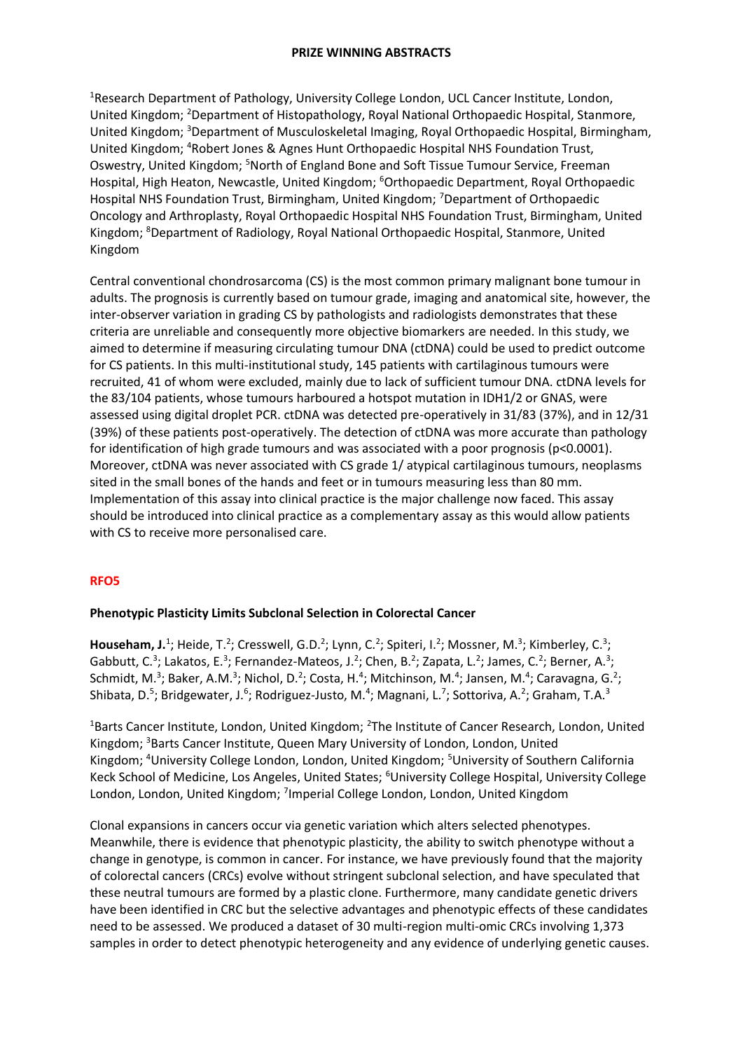[1]Research Department of Pathology, University College London, UCL Cancer Institute, London, United Kingdom; [2]Department of Histopathology, Royal National Orthopaedic Hospital, Stanmore, United Kingdom; [3]Department of Musculoskeletal Imaging, Royal Orthopaedic Hospital, Birmingham, United Kingdom; [4]Robert Jones & Agnes Hunt Orthopaedic Hospital NHS Foundation Trust, Oswestry, United Kingdom; [5]North of England Bone and Soft Tissue Tumour Service, Freeman Hospital, High Heaton, Newcastle, United Kingdom; [6]Orthopaedic Department, Royal Orthopaedic Hospital NHS Foundation Trust, Birmingham, United Kingdom; [7]Department of Orthopaedic Oncology and Arthroplasty, Royal Orthopaedic Hospital NHS Foundation Trust, Birmingham, United Kingdom; [8]Department of Radiology, Royal National Orthopaedic Hospital, Stanmore, United Kingdom

Central conventional chondrosarcoma (CS) is the most common primary malignant bone tumour in adults. The prognosis is currently based on tumour grade, imaging and anatomical site, however, the inter-observer variation in grading CS by pathologists and radiologists demonstrates that these criteria are unreliable and consequently more objective biomarkers are needed. In this study, we aimed to determine if measuring circulating tumour DNA (ctDNA) could be used to predict outcome for CS patients. In this multi-institutional study, 145 patients with cartilaginous tumours were recruited, 41 of whom were excluded, mainly due to lack of sufficient tumour DNA. ctDNA levels for the 83/104 patients, whose tumours harboured a hotspot mutation in IDH1/2 or GNAS, were assessed using digital droplet PCR. ctDNA was detected pre-operatively in 31/83 (37%), and in 12/31 (39%) of these patients post-operatively. The detection of ctDNA was more accurate than pathology for identification of high grade tumours and was associated with a poor prognosis ($p<0.0001$). Moreover, ctDNA was never associated with CS grade 1/ atypical cartilaginous tumours, neoplasms sited in the small bones of the hands and feet or in tumours measuring less than 80 mm. Implementation of this assay into clinical practice is the major challenge now faced. This assay should be introduced into clinical practice as a complementary assay as this would allow patients with CS to receive more personalised care.

## RFO5

### Phenotypic Plasticity Limits Subclonal Selection in Colorectal Cancer

**Househam, J.**[1]; Heide, T.[2]; Cresswell, G.D.[2]; Lynn, C.[2]; Spiteri, I.[2]; Mossner, M.[3]; Kimberley, C.[3]; Gabbutt, C.[3]; Lakatos, E.[3]; Fernandez-Mateos, J.[2]; Chen, B.[2]; Zapata, L.[2]; James, C.[2]; Berner, A.[3]; Schmidt, M.[3]; Baker, A.M.[3]; Nichol, D.[2]; Costa, H.[4]; Mitchinson, M.[4]; Jansen, M.[4]; Caravagna, G.[2]; Shibata, D.[5]; Bridgewater, J.[6]; Rodriguez-Justo, M.[4]; Magnani, L.[7]; Sottoriva, A.[2]; Graham, T.A.[3]

[1]Barts Cancer Institute, London, United Kingdom; [2]The Institute of Cancer Research, London, United Kingdom; [3]Barts Cancer Institute, Queen Mary University of London, London, United Kingdom; [4]University College London, London, United Kingdom; [5]University of Southern California Keck School of Medicine, Los Angeles, United States; [6]University College Hospital, University College London, London, United Kingdom; [7]Imperial College London, London, United Kingdom

Clonal expansions in cancers occur via genetic variation which alters selected phenotypes. Meanwhile, there is evidence that phenotypic plasticity, the ability to switch phenotype without a change in genotype, is common in cancer. For instance, we have previously found that the majority of colorectal cancers (CRCs) evolve without stringent subclonal selection, and have speculated that these neutral tumours are formed by a plastic clone. Furthermore, many candidate genetic drivers have been identified in CRC but the selective advantages and phenotypic effects of these candidates need to be assessed. We produced a dataset of 30 multi-region multi-omic CRCs involving 1,373 samples in order to detect phenotypic heterogeneity and any evidence of underlying genetic causes.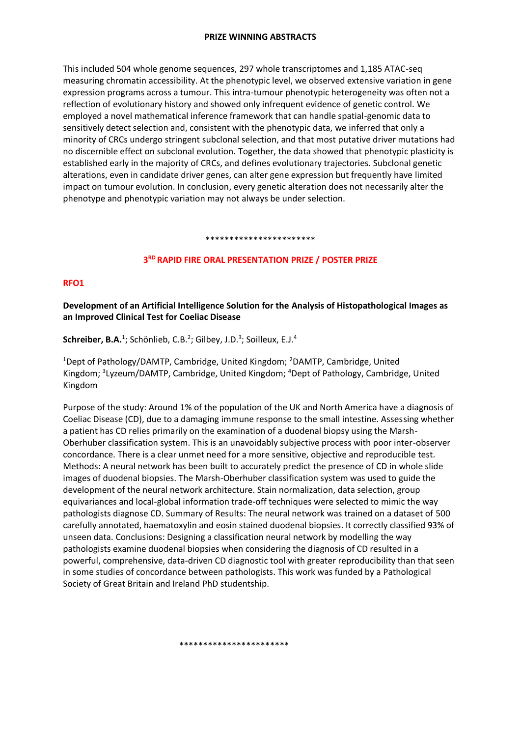This included 504 whole genome sequences, 297 whole transcriptomes and 1,185 ATAC-seq measuring chromatin accessibility. At the phenotypic level, we observed extensive variation in gene expression programs across a tumour. This intra-tumour phenotypic heterogeneity was often not a reflection of evolutionary history and showed only infrequent evidence of genetic control. We employed a novel mathematical inference framework that can handle spatial-genomic data to sensitively detect selection and, consistent with the phenotypic data, we inferred that only a minority of CRCs undergo stringent subclonal selection, and that most putative driver mutations had no discernible effect on subclonal evolution. Together, the data showed that phenotypic plasticity is established early in the majority of CRCs, and defines evolutionary trajectories. Subclonal genetic alterations, even in candidate driver genes, can alter gene expression but frequently have limited impact on tumour evolution. In conclusion, every genetic alteration does not necessarily alter the phenotype and phenotypic variation may not always be under selection.

**********************

## 3RD RAPID FIRE ORAL PRESENTATION PRIZE / POSTER PRIZE

### RFO1

**Development of an Artificial Intelligence Solution for the Analysis of Histopathological Images as an Improved Clinical Test for Coeliac Disease**

**Schreiber, B.A.**[1]; Schönlieb, C.B.[2]; Gilbey, J.D.[3]; Soilleux, E.J.[4]

[1]Dept of Pathology/DAMTP, Cambridge, United Kingdom; [2]DAMTP, Cambridge, United Kingdom; [3]Lyzeum/DAMTP, Cambridge, United Kingdom; [4]Dept of Pathology, Cambridge, United Kingdom

Purpose of the study: Around 1% of the population of the UK and North America have a diagnosis of Coeliac Disease (CD), due to a damaging immune response to the small intestine. Assessing whether a patient has CD relies primarily on the examination of a duodenal biopsy using the Marsh-Oberhuber classification system. This is an unavoidably subjective process with poor inter-observer concordance. There is a clear unmet need for a more sensitive, objective and reproducible test. Methods: A neural network has been built to accurately predict the presence of CD in whole slide images of duodenal biopsies. The Marsh-Oberhuber classification system was used to guide the development of the neural network architecture. Stain normalization, data selection, group equivariances and local-global information trade-off techniques were selected to mimic the way pathologists diagnose CD. Summary of Results: The neural network was trained on a dataset of 500 carefully annotated, haematoxylin and eosin stained duodenal biopsies. It correctly classified 93% of unseen data. Conclusions: Designing a classification neural network by modelling the way pathologists examine duodenal biopsies when considering the diagnosis of CD resulted in a powerful, comprehensive, data-driven CD diagnostic tool with greater reproducibility than that seen in some studies of concordance between pathologists. This work was funded by a Pathological Society of Great Britain and Ireland PhD studentship.

**********************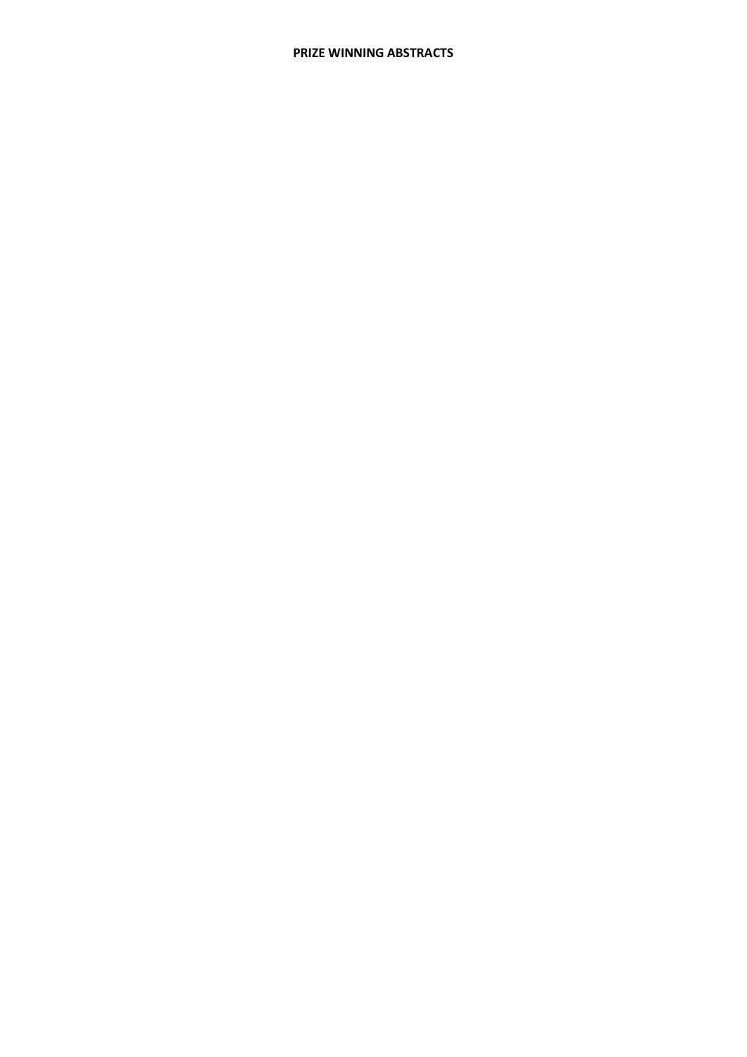**PRIZE WINNING ABSTRACTS**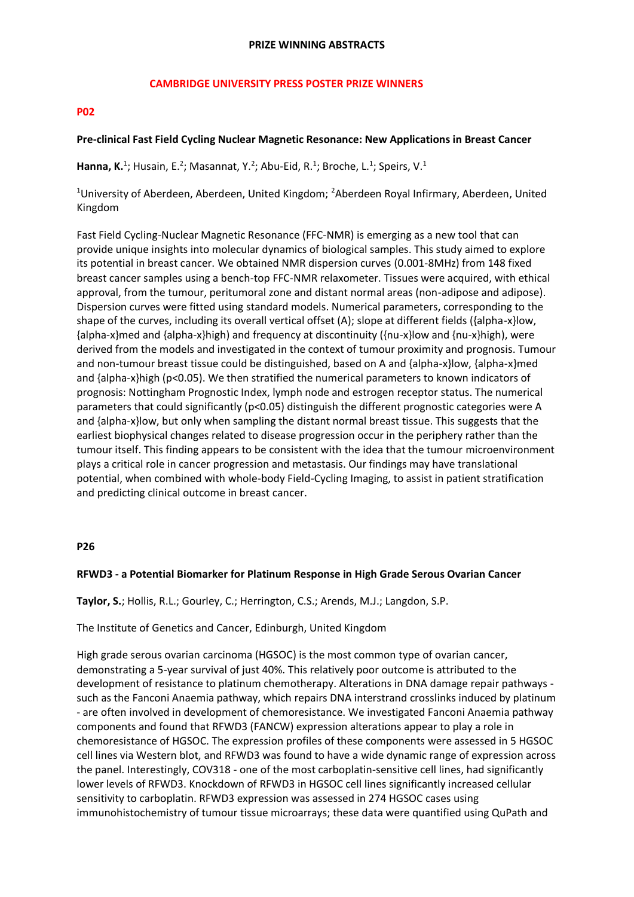**PRIZE WINNING ABSTRACTS**

## CAMBRIDGE UNIVERSITY PRESS POSTER PRIZE WINNERS

### P02

**Pre-clinical Fast Field Cycling Nuclear Magnetic Resonance: New Applications in Breast Cancer**

**Hanna, K.**[1]; Husain, E.[2]; Masannat, Y.[2]; Abu-Eid, R.[1]; Broche, L.[1]; Speirs, V.[1]

[1]University of Aberdeen, Aberdeen, United Kingdom; [2]Aberdeen Royal Infirmary, Aberdeen, United Kingdom

Fast Field Cycling-Nuclear Magnetic Resonance (FFC-NMR) is emerging as a new tool that can provide unique insights into molecular dynamics of biological samples. This study aimed to explore its potential in breast cancer. We obtained NMR dispersion curves (0.001-8MHz) from 148 fixed breast cancer samples using a bench-top FFC-NMR relaxometer. Tissues were acquired, with ethical approval, from the tumour, peritumoral zone and distant normal areas (non-adipose and adipose). Dispersion curves were fitted using standard models. Numerical parameters, corresponding to the shape of the curves, including its overall vertical offset (A); slope at different fields ({alpha-x}low, {alpha-x}med and {alpha-x}high) and frequency at discontinuity ({nu-x}low and {nu-x}high), were derived from the models and investigated in the context of tumour proximity and prognosis. Tumour and non-tumour breast tissue could be distinguished, based on A and {alpha-x}low, {alpha-x}med and {alpha-x}high ($p<0.05$). We then stratified the numerical parameters to known indicators of prognosis: Nottingham Prognostic Index, lymph node and estrogen receptor status. The numerical parameters that could significantly ($p<0.05$) distinguish the different prognostic categories were A and {alpha-x}low, but only when sampling the distant normal breast tissue. This suggests that the earliest biophysical changes related to disease progression occur in the periphery rather than the tumour itself. This finding appears to be consistent with the idea that the tumour microenvironment plays a critical role in cancer progression and metastasis. Our findings may have translational potential, when combined with whole-body Field-Cycling Imaging, to assist in patient stratification and predicting clinical outcome in breast cancer.

### P26

**RFWD3 - a Potential Biomarker for Platinum Response in High Grade Serous Ovarian Cancer**

**Taylor, S.**; Hollis, R.L.; Gourley, C.; Herrington, C.S.; Arends, M.J.; Langdon, S.P.

The Institute of Genetics and Cancer, Edinburgh, United Kingdom

High grade serous ovarian carcinoma (HGSOC) is the most common type of ovarian cancer, demonstrating a 5-year survival of just 40%. This relatively poor outcome is attributed to the development of resistance to platinum chemotherapy. Alterations in DNA damage repair pathways - such as the Fanconi Anaemia pathway, which repairs DNA interstrand crosslinks induced by platinum - are often involved in development of chemoresistance. We investigated Fanconi Anaemia pathway components and found that RFWD3 (FANCW) expression alterations appear to play a role in chemoresistance of HGSOC. The expression profiles of these components were assessed in 5 HGSOC cell lines via Western blot, and RFWD3 was found to have a wide dynamic range of expression across the panel. Interestingly, COV318 - one of the most carboplatin-sensitive cell lines, had significantly lower levels of RFWD3. Knockdown of RFWD3 in HGSOC cell lines significantly increased cellular sensitivity to carboplatin. RFWD3 expression was assessed in 274 HGSOC cases using immunohistochemistry of tumour tissue microarrays; these data were quantified using QuPath and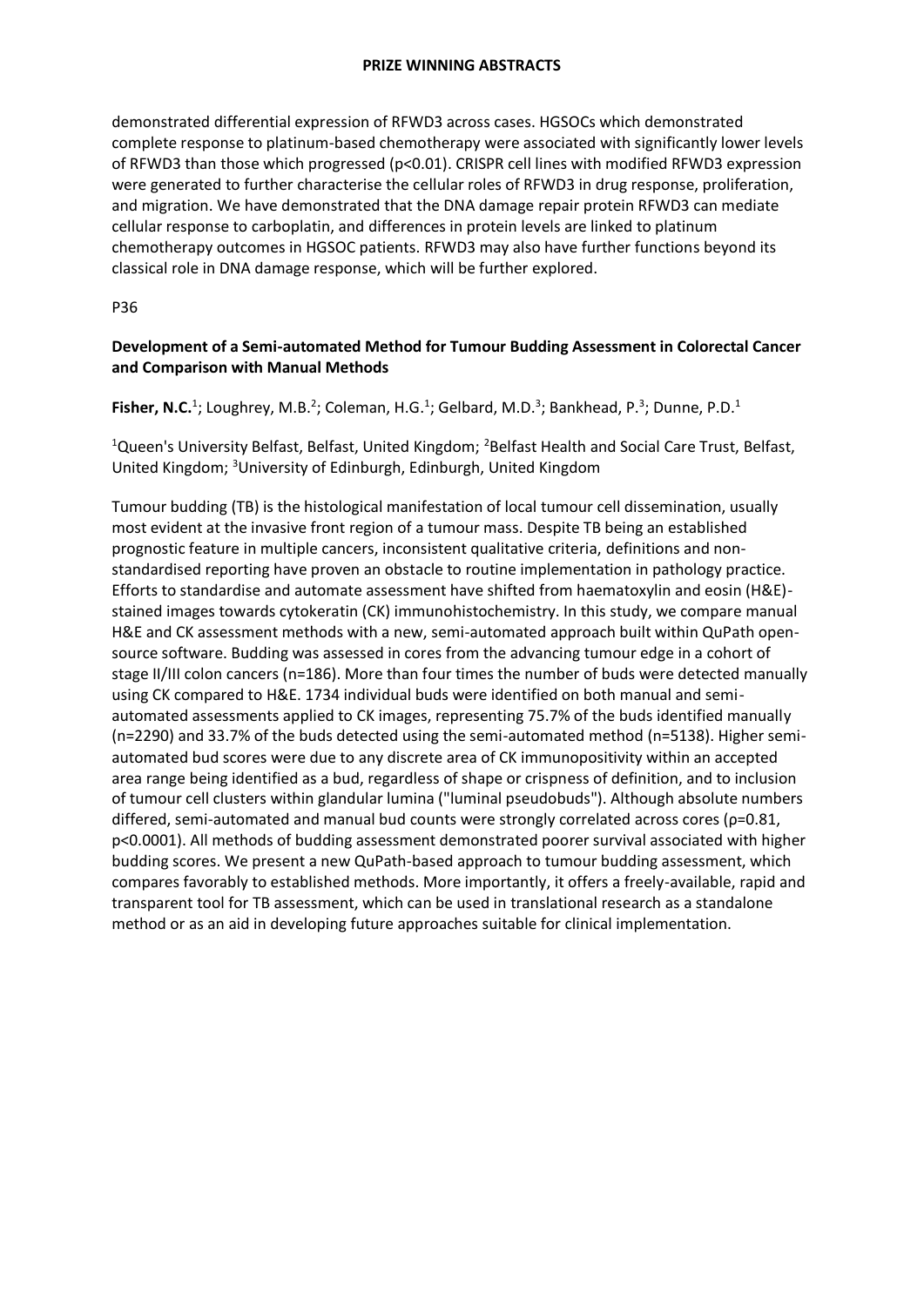demonstrated differential expression of RFWD3 across cases. HGSOCs which demonstrated complete response to platinum-based chemotherapy were associated with significantly lower levels of RFWD3 than those which progressed ($p<0.01$). CRISPR cell lines with modified RFWD3 expression were generated to further characterise the cellular roles of RFWD3 in drug response, proliferation, and migration. We have demonstrated that the DNA damage repair protein RFWD3 can mediate cellular response to carboplatin, and differences in protein levels are linked to platinum chemotherapy outcomes in HGSOC patients. RFWD3 may also have further functions beyond its classical role in DNA damage response, which will be further explored.

P36

**Development of a Semi-automated Method for Tumour Budding Assessment in Colorectal Cancer and Comparison with Manual Methods**

**Fisher, N.C.**[1]; Loughrey, M.B.[2]; Coleman, H.G.[1]; Gelbard, M.D.[3]; Bankhead, P.[3]; Dunne, P.D.[1]

[1]Queen's University Belfast, Belfast, United Kingdom; [2]Belfast Health and Social Care Trust, Belfast, United Kingdom; [3]University of Edinburgh, Edinburgh, United Kingdom

Tumour budding (TB) is the histological manifestation of local tumour cell dissemination, usually most evident at the invasive front region of a tumour mass. Despite TB being an established prognostic feature in multiple cancers, inconsistent qualitative criteria, definitions and non-standardised reporting have proven an obstacle to routine implementation in pathology practice. Efforts to standardise and automate assessment have shifted from haematoxylin and eosin (H&E)-stained images towards cytokeratin (CK) immunohistochemistry. In this study, we compare manual H&E and CK assessment methods with a new, semi-automated approach built within QuPath open-source software. Budding was assessed in cores from the advancing tumour edge in a cohort of stage II/III colon cancers (n=186). More than four times the number of buds were detected manually using CK compared to H&E. 1734 individual buds were identified on both manual and semi-automated assessments applied to CK images, representing 75.7% of the buds identified manually (n=2290) and 33.7% of the buds detected using the semi-automated method (n=5138). Higher semi-automated bud scores were due to any discrete area of CK immunopositivity within an accepted area range being identified as a bud, regardless of shape or crispness of definition, and to inclusion of tumour cell clusters within glandular lumina ("luminal pseudobuds"). Although absolute numbers differed, semi-automated and manual bud counts were strongly correlated across cores ($\rho=0.81$, $p<0.0001$). All methods of budding assessment demonstrated poorer survival associated with higher budding scores. We present a new QuPath-based approach to tumour budding assessment, which compares favorably to established methods. More importantly, it offers a freely-available, rapid and transparent tool for TB assessment, which can be used in translational research as a standalone method or as an aid in developing future approaches suitable for clinical implementation.